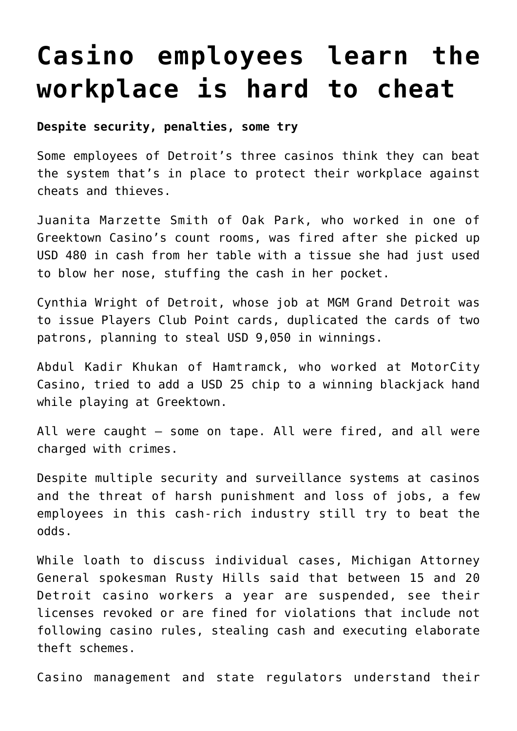# Casino employees learn the workplace is hard to cheat

**Despite security, penalties, some try**

Some employees of Detroit's three casinos think they can beat the system that's in place to protect their workplace against cheats and thieves.

Juanita Marzette Smith of Oak Park, who worked in one of Greektown Casino's count rooms, was fired after she picked up USD 480 in cash from her table with a tissue she had just used to blow her nose, stuffing the cash in her pocket.

Cynthia Wright of Detroit, whose job at MGM Grand Detroit was to issue Players Club Point cards, duplicated the cards of two patrons, planning to steal USD 9,050 in winnings.

Abdul Kadir Khukan of Hamtramck, who worked at MotorCity Casino, tried to add a USD 25 chip to a winning blackjack hand while playing at Greektown.

All were caught — some on tape. All were fired, and all were charged with crimes.

Despite multiple security and surveillance systems at casinos and the threat of harsh punishment and loss of jobs, a few employees in this cash-rich industry still try to beat the odds.

While loath to discuss individual cases, Michigan Attorney General spokesman Rusty Hills said that between 15 and 20 Detroit casino workers a year are suspended, see their licenses revoked or are fined for violations that include not following casino rules, stealing cash and executing elaborate theft schemes.

Casino management and state regulators understand their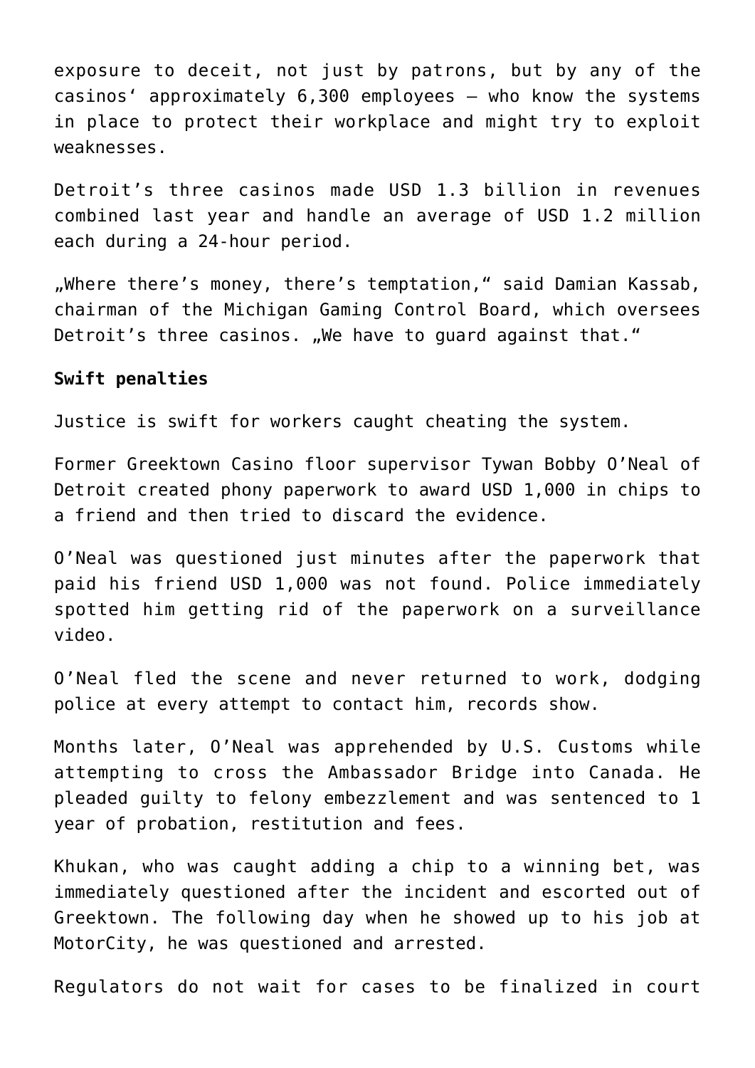exposure to deceit, not just by patrons, but by any of the casinos' approximately 6,300 employees – who know the systems in place to protect their workplace and might try to exploit weaknesses.

Detroit's three casinos made USD 1.3 billion in revenues combined last year and handle an average of USD 1.2 million each during a 24-hour period.

„Where there's money, there's temptation," said Damian Kassab, chairman of the Michigan Gaming Control Board, which oversees Detroit's three casinos. „We have to guard against that."

**Swift penalties**

Justice is swift for workers caught cheating the system.

Former Greektown Casino floor supervisor Tywan Bobby O'Neal of Detroit created phony paperwork to award USD 1,000 in chips to a friend and then tried to discard the evidence.

O'Neal was questioned just minutes after the paperwork that paid his friend USD 1,000 was not found. Police immediately spotted him getting rid of the paperwork on a surveillance video.

O'Neal fled the scene and never returned to work, dodging police at every attempt to contact him, records show.

Months later, O'Neal was apprehended by U.S. Customs while attempting to cross the Ambassador Bridge into Canada. He pleaded guilty to felony embezzlement and was sentenced to 1 year of probation, restitution and fees.

Khukan, who was caught adding a chip to a winning bet, was immediately questioned after the incident and escorted out of Greektown. The following day when he showed up to his job at MotorCity, he was questioned and arrested.

Regulators do not wait for cases to be finalized in court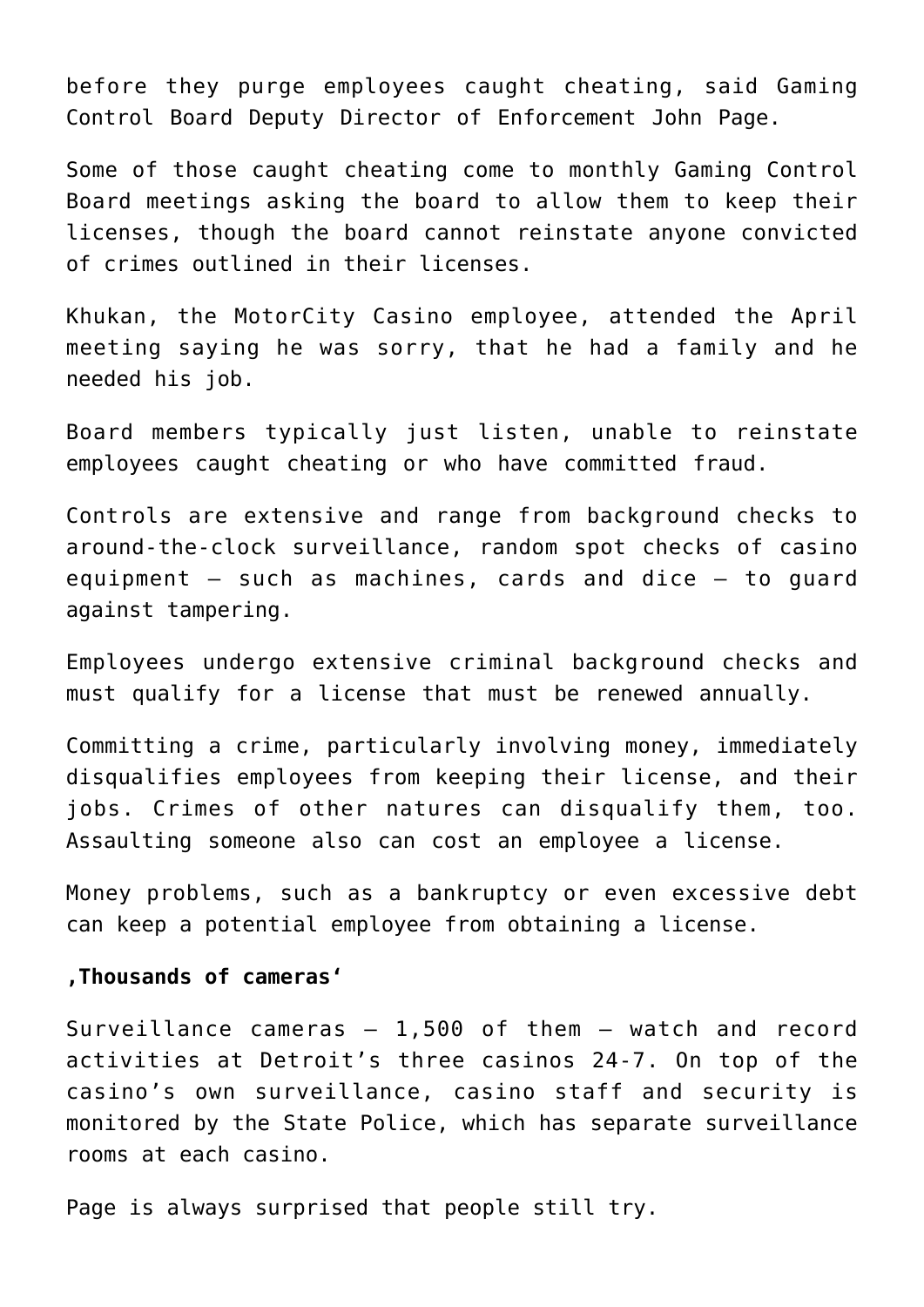before they purge employees caught cheating, said Gaming Control Board Deputy Director of Enforcement John Page.

Some of those caught cheating come to monthly Gaming Control Board meetings asking the board to allow them to keep their licenses, though the board cannot reinstate anyone convicted of crimes outlined in their licenses.

Khukan, the MotorCity Casino employee, attended the April meeting saying he was sorry, that he had a family and he needed his job.

Board members typically just listen, unable to reinstate employees caught cheating or who have committed fraud.

Controls are extensive and range from background checks to around-the-clock surveillance, random spot checks of casino equipment — such as machines, cards and dice — to guard against tampering.

Employees undergo extensive criminal background checks and must qualify for a license that must be renewed annually.

Committing a crime, particularly involving money, immediately disqualifies employees from keeping their license, and their jobs. Crimes of other natures can disqualify them, too. Assaulting someone also can cost an employee a license.

Money problems, such as a bankruptcy or even excessive debt can keep a potential employee from obtaining a license.

**‚Thousands of cameras‘**

Surveillance cameras — 1,500 of them — watch and record activities at Detroit's three casinos 24-7. On top of the casino's own surveillance, casino staff and security is monitored by the State Police, which has separate surveillance rooms at each casino.

Page is always surprised that people still try.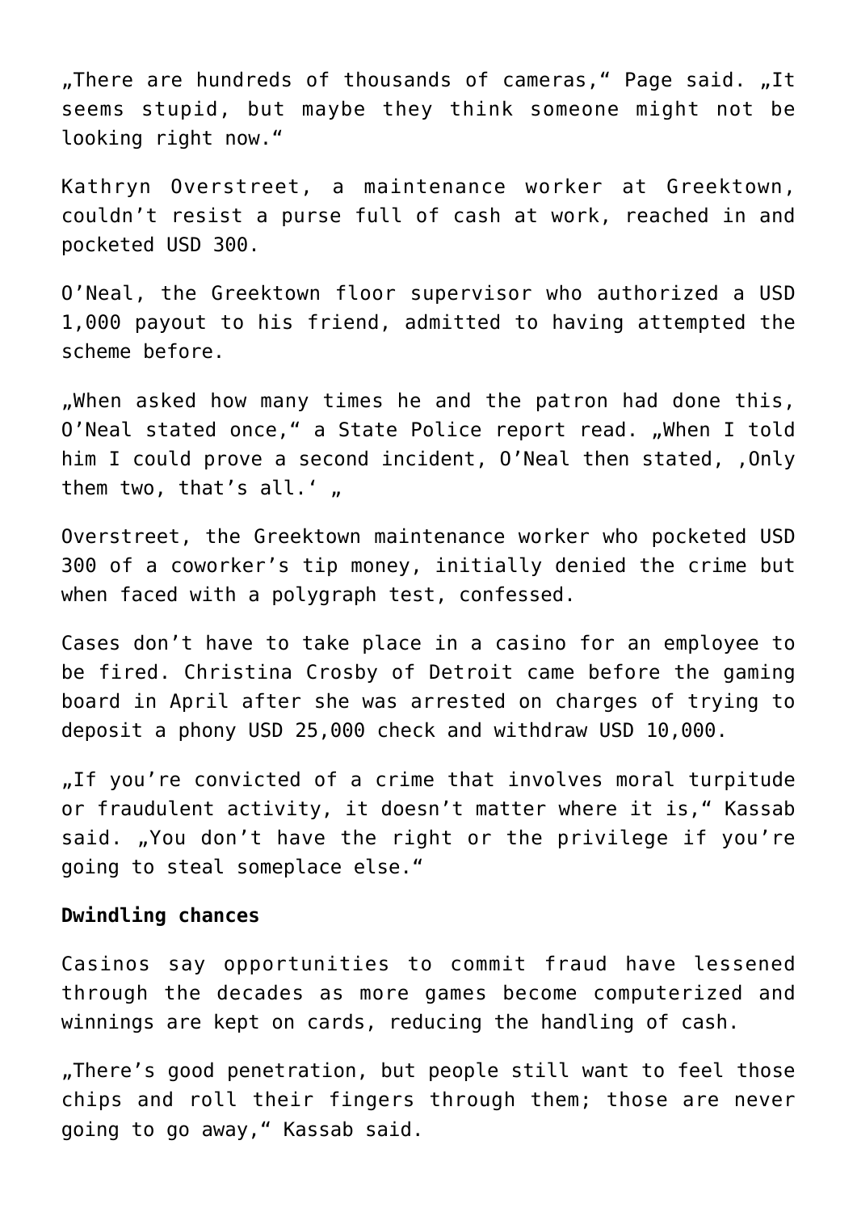„There are hundreds of thousands of cameras," Page said. „It seems stupid, but maybe they think someone might not be looking right now."

Kathryn Overstreet, a maintenance worker at Greektown, couldn't resist a purse full of cash at work, reached in and pocketed USD 300.

O'Neal, the Greektown floor supervisor who authorized a USD 1,000 payout to his friend, admitted to having attempted the scheme before.

„When asked how many times he and the patron had done this, O'Neal stated once," a State Police report read. „When I told him I could prove a second incident, O'Neal then stated, ‚Only them two, that's all.' „

Overstreet, the Greektown maintenance worker who pocketed USD 300 of a coworker's tip money, initially denied the crime but when faced with a polygraph test, confessed.

Cases don't have to take place in a casino for an employee to be fired. Christina Crosby of Detroit came before the gaming board in April after she was arrested on charges of trying to deposit a phony USD 25,000 check and withdraw USD 10,000.

„If you're convicted of a crime that involves moral turpitude or fraudulent activity, it doesn't matter where it is," Kassab said. „You don't have the right or the privilege if you're going to steal someplace else."

**Dwindling chances**

Casinos say opportunities to commit fraud have lessened through the decades as more games become computerized and winnings are kept on cards, reducing the handling of cash.

„There's good penetration, but people still want to feel those chips and roll their fingers through them; those are never going to go away," Kassab said.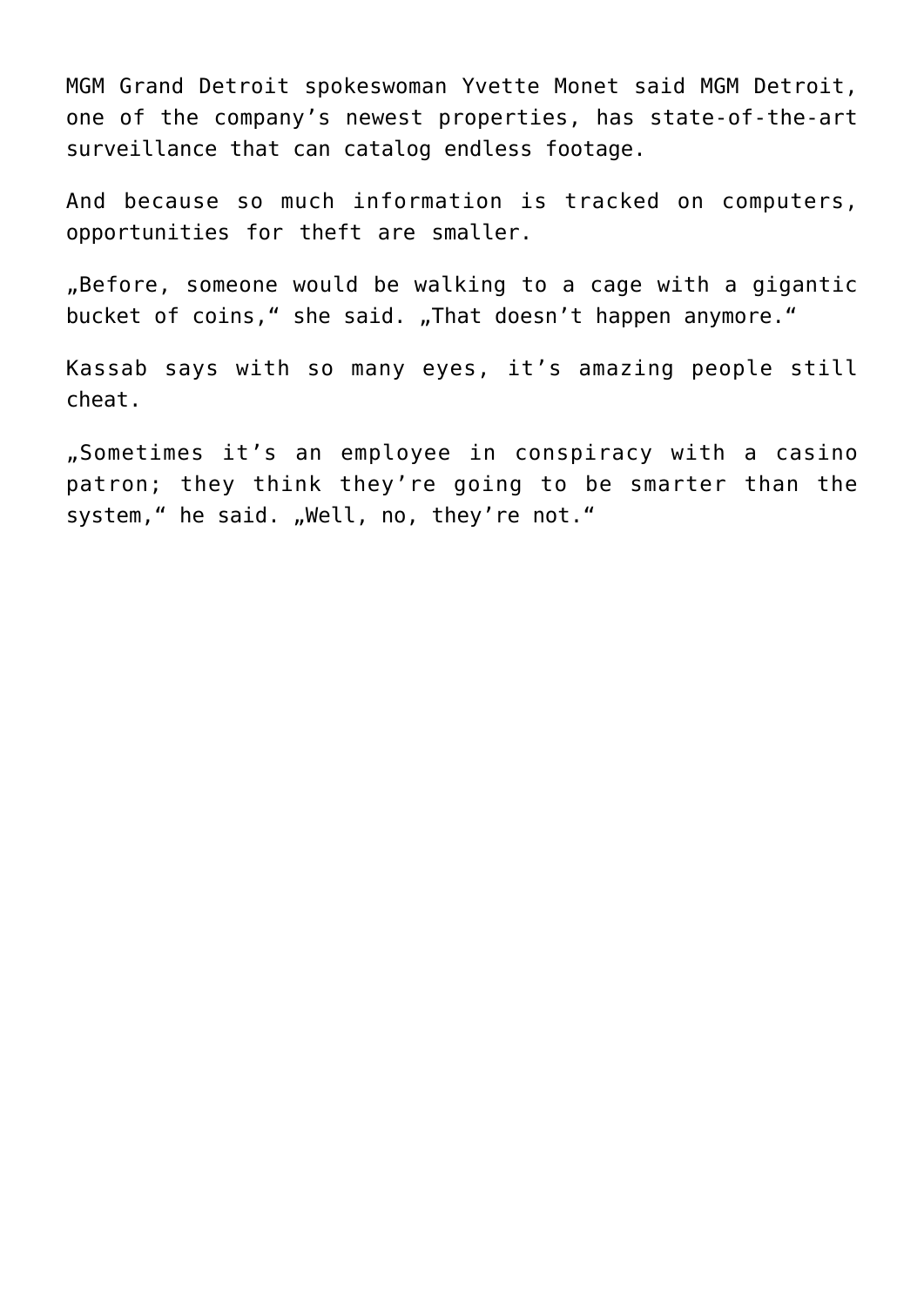MGM Grand Detroit spokeswoman Yvette Monet said MGM Detroit, one of the company’s newest properties, has state-of-the-art surveillance that can catalog endless footage.

And because so much information is tracked on computers, opportunities for theft are smaller.

„Before, someone would be walking to a cage with a gigantic bucket of coins,“ she said. „That doesn’t happen anymore.“

Kassab says with so many eyes, it’s amazing people still cheat.

„Sometimes it’s an employee in conspiracy with a casino patron; they think they’re going to be smarter than the system,“ he said. „Well, no, they’re not.“